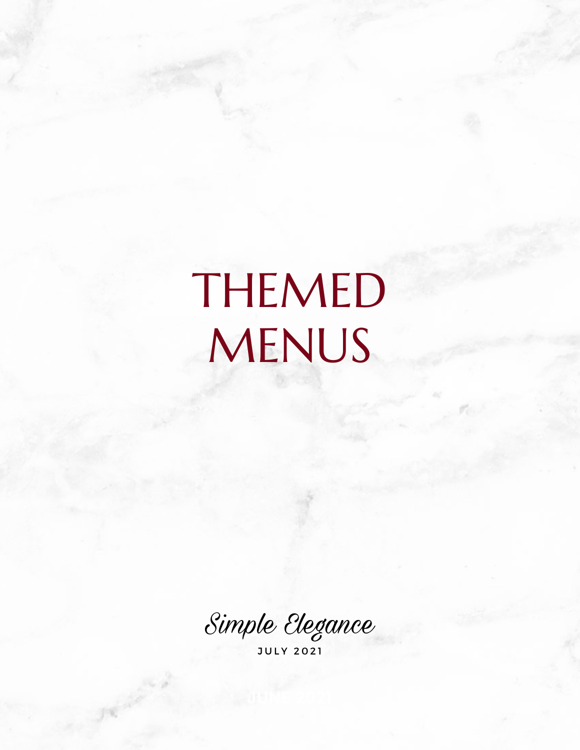# THEMED MENUS

*Simple Elegance*

JULY 2021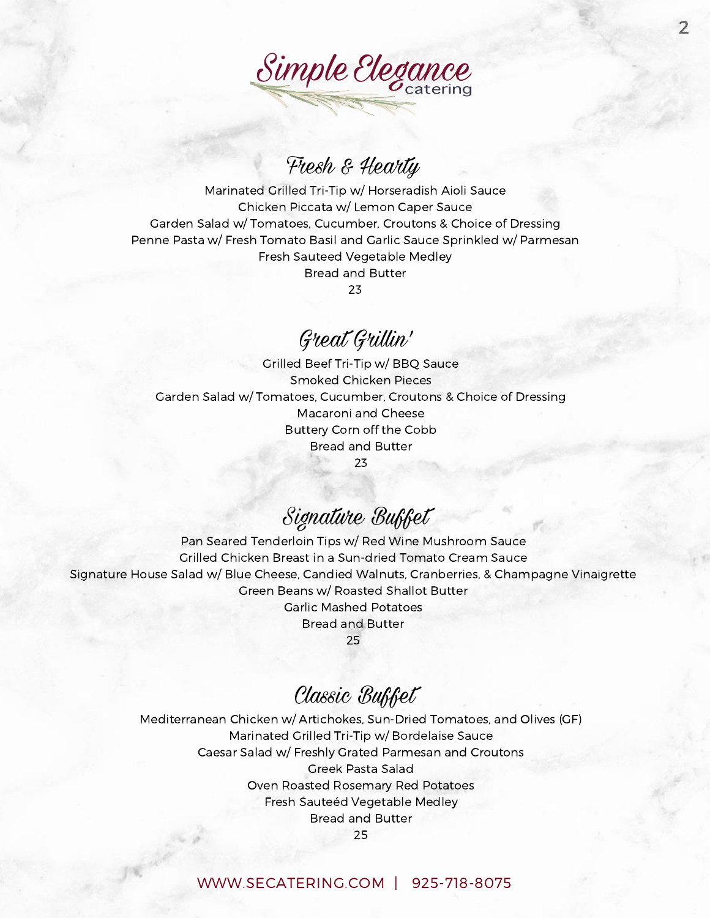# Simple Elegance catering

## Fresh & Hearty

Marinated Grilled Tri-Tip w/ Horseradish Aioli Sauce
Chicken Piccata w/ Lemon Caper Sauce
Garden Salad w/ Tomatoes, Cucumber, Croutons & Choice of Dressing
Penne Pasta w/ Fresh Tomato Basil and Garlic Sauce Sprinkled w/ Parmesan
Fresh Sauteed Vegetable Medley
Bread and Butter
23

## Great Grillin'

Grilled Beef Tri-Tip w/ BBQ Sauce
Smoked Chicken Pieces
Garden Salad w/ Tomatoes, Cucumber, Croutons & Choice of Dressing
Macaroni and Cheese
Buttery Corn off the Cobb
Bread and Butter
23

## Signature Buffet

Pan Seared Tenderloin Tips w/ Red Wine Mushroom Sauce
Grilled Chicken Breast in a Sun-dried Tomato Cream Sauce
Signature House Salad w/ Blue Cheese, Candied Walnuts, Cranberries, & Champagne Vinaigrette
Green Beans w/ Roasted Shallot Butter
Garlic Mashed Potatoes
Bread and Butter
25

## Classic Buffet

Mediterranean Chicken w/ Artichokes, Sun-Dried Tomatoes, and Olives (GF)
Marinated Grilled Tri-Tip w/ Bordelaise Sauce
Caesar Salad w/ Freshly Grated Parmesan and Croutons
Greek Pasta Salad
Oven Roasted Rosemary Red Potatoes
Fresh Sauteéd Vegetable Medley
Bread and Butter
25

WWW.SECATERING.COM | 925-718-8075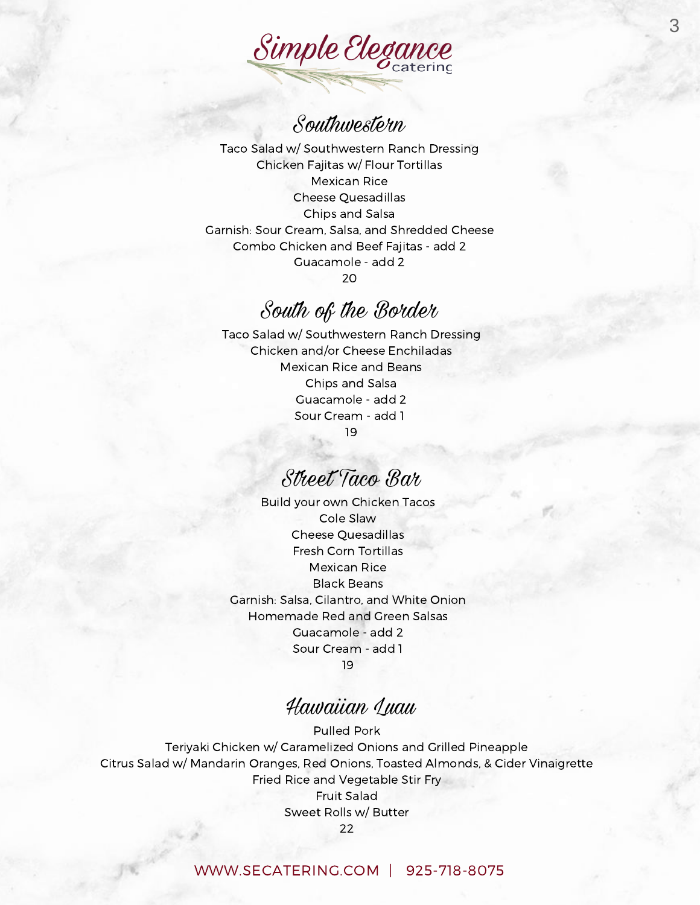# Simple Elegance catering

## Southwestern

Taco Salad w/ Southwestern Ranch Dressing
Chicken Fajitas w/ Flour Tortillas
Mexican Rice
Cheese Quesadillas
Chips and Salsa
Garnish: Sour Cream, Salsa, and Shredded Cheese
Combo Chicken and Beef Fajitas - add 2
Guacamole - add 2
20

## South of the Border

Taco Salad w/ Southwestern Ranch Dressing
Chicken and/or Cheese Enchiladas
Mexican Rice and Beans
Chips and Salsa
Guacamole - add 2
Sour Cream - add 1
19

## Street Taco Bar

Build your own Chicken Tacos
Cole Slaw
Cheese Quesadillas
Fresh Corn Tortillas
Mexican Rice
Black Beans
Garnish: Salsa, Cilantro, and White Onion
Homemade Red and Green Salsas
Guacamole - add 2
Sour Cream - add 1
19

## Hawaiian Luau

Pulled Pork
Teriyaki Chicken w/ Caramelized Onions and Grilled Pineapple
Citrus Salad w/ Mandarin Oranges, Red Onions, Toasted Almonds, & Cider Vinaigrette
Fried Rice and Vegetable Stir Fry
Fruit Salad
Sweet Rolls w/ Butter
22

WWW.SECATERING.COM | 925-718-8075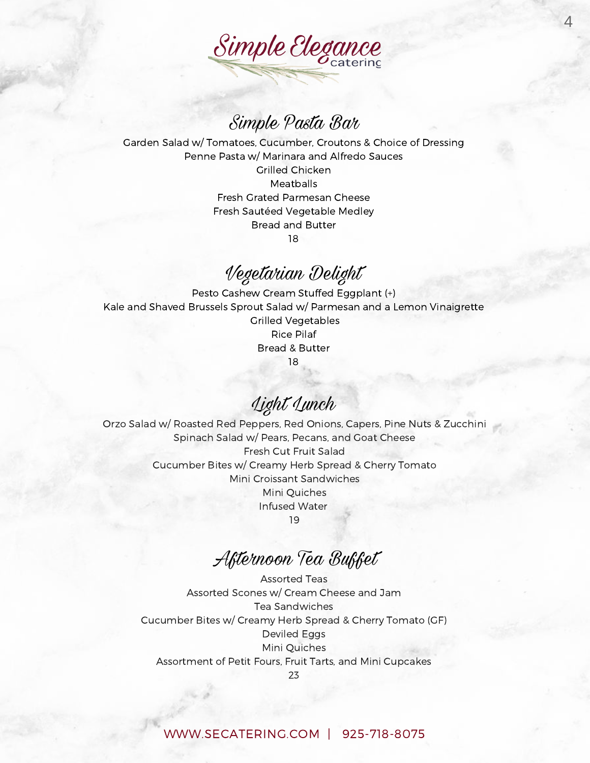# Simple Elegance catering

## Simple Pasta Bar

Garden Salad w/ Tomatoes, Cucumber, Croutons & Choice of Dressing
Penne Pasta w/ Marinara and Alfredo Sauces
Grilled Chicken
Meatballs
Fresh Grated Parmesan Cheese
Fresh Sautéed Vegetable Medley
Bread and Butter
18

## Vegetarian Delight

Pesto Cashew Cream Stuffed Eggplant (+)
Kale and Shaved Brussels Sprout Salad w/ Parmesan and a Lemon Vinaigrette
Grilled Vegetables
Rice Pilaf
Bread & Butter
18

## Light Lunch

Orzo Salad w/ Roasted Red Peppers, Red Onions, Capers, Pine Nuts & Zucchini
Spinach Salad w/ Pears, Pecans, and Goat Cheese
Fresh Cut Fruit Salad
Cucumber Bites w/ Creamy Herb Spread & Cherry Tomato
Mini Croissant Sandwiches
Mini Quiches
Infused Water
19

## Afternoon Tea Buffet

Assorted Teas
Assorted Scones w/ Cream Cheese and Jam
Tea Sandwiches
Cucumber Bites w/ Creamy Herb Spread & Cherry Tomato (GF)
Deviled Eggs
Mini Quiches
Assortment of Petit Fours, Fruit Tarts, and Mini Cupcakes
23

WWW.SECATERING.COM | 925-718-8075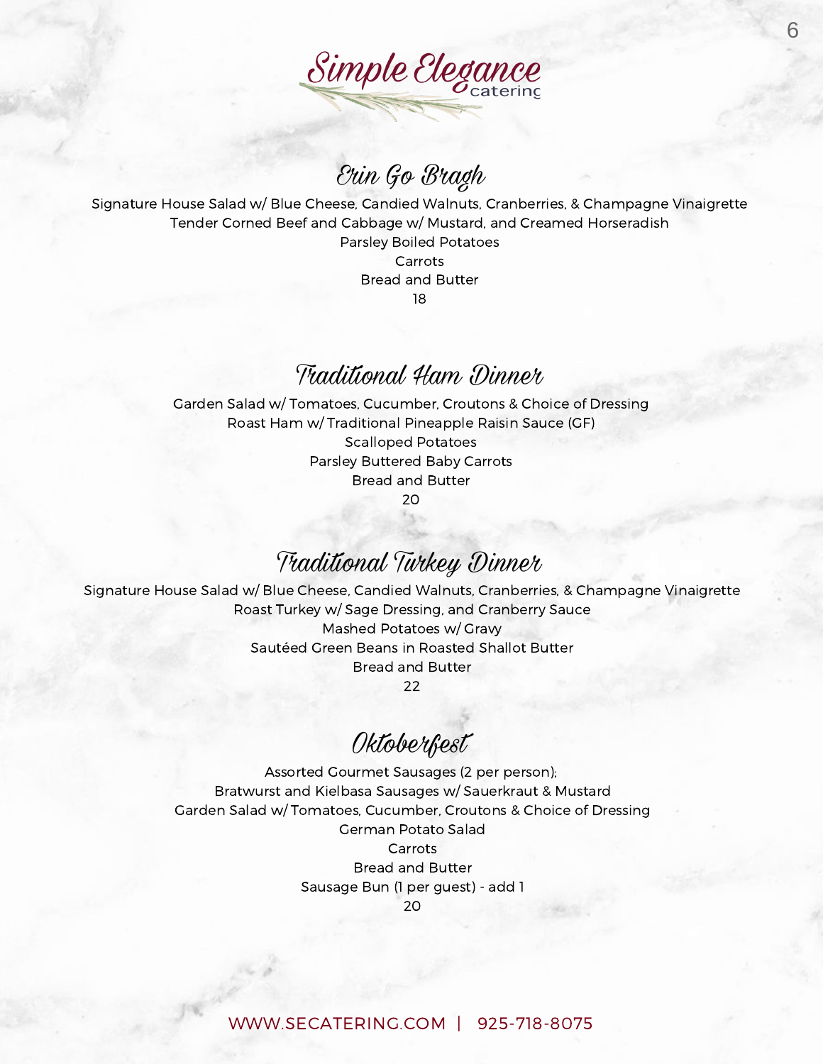Simple Elegance catering

## Erin Go Bragh

Signature House Salad w/ Blue Cheese, Candied Walnuts, Cranberries, & Champagne Vinaigrette
Tender Corned Beef and Cabbage w/ Mustard, and Creamed Horseradish
Parsley Boiled Potatoes
Carrots
Bread and Butter
18

## Traditional Ham Dinner

Garden Salad w/ Tomatoes, Cucumber, Croutons & Choice of Dressing
Roast Ham w/ Traditional Pineapple Raisin Sauce (GF)
Scalloped Potatoes
Parsley Buttered Baby Carrots
Bread and Butter
20

## Traditional Turkey Dinner

Signature House Salad w/ Blue Cheese, Candied Walnuts, Cranberries, & Champagne Vinaigrette
Roast Turkey w/ Sage Dressing, and Cranberry Sauce
Mashed Potatoes w/ Gravy
Sautéed Green Beans in Roasted Shallot Butter
Bread and Butter
22

## Oktoberfest

Assorted Gourmet Sausages (2 per person);
Bratwurst and Kielbasa Sausages w/ Sauerkraut & Mustard
Garden Salad w/ Tomatoes, Cucumber, Croutons & Choice of Dressing
German Potato Salad
Carrots
Bread and Butter
Sausage Bun (1 per guest) - add 1
20

WWW.SECATERING.COM | 925-718-8075